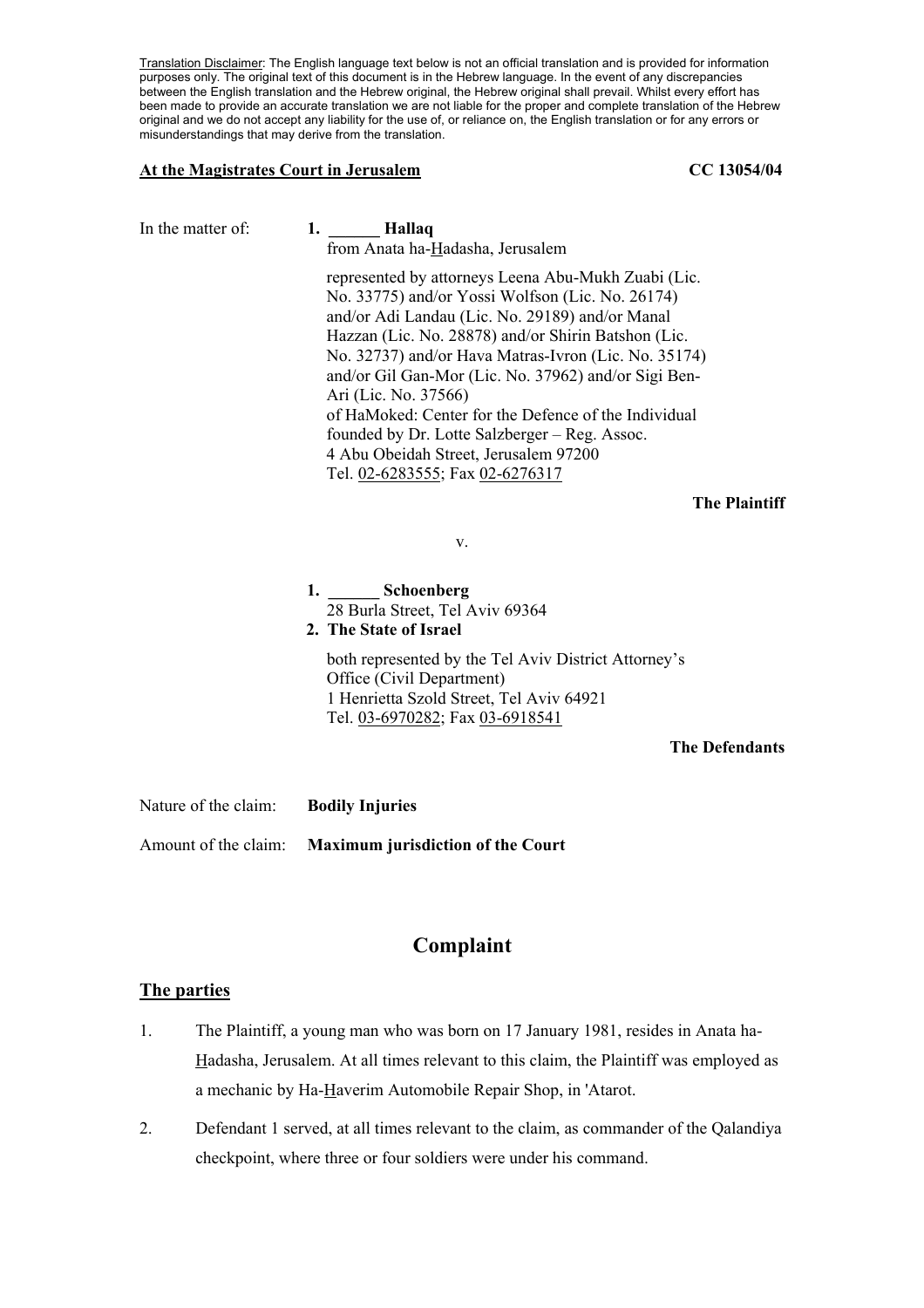Translation Disclaimer: The English language text below is not an official translation and is provided for information purposes only. The original text of this document is in the Hebrew language. In the event of any discrepancies between the English translation and the Hebrew original, the Hebrew original shall prevail. Whilst every effort has been made to provide an accurate translation we are not liable for the proper and complete translation of the Hebrew original and we do not accept any liability for the use of, or reliance on, the English translation or for any errors or misunderstandings that may derive from the translation.

**At the Magistrates Court in Jerusalem** **CC 13054/04**

In the matter of:

**1. ______ Hallaq**
from Anata ha-Hadasha, Jerusalem

represented by attorneys Leena Abu-Mukh Zuabi (Lic. No. 33775) and/or Yossi Wolfson (Lic. No. 26174) and/or Adi Landau (Lic. No. 29189) and/or Manal Hazzan (Lic. No. 28878) and/or Shirin Batshon (Lic. No. 32737) and/or Hava Matras-Ivron (Lic. No. 35174) and/or Gil Gan-Mor (Lic. No. 37962) and/or Sigi Ben-Ari (Lic. No. 37566)
of HaMoked: Center for the Defence of the Individual founded by Dr. Lotte Salzberger – Reg. Assoc.
4 Abu Obeidah Street, Jerusalem 97200
Tel. 02-6283555; Fax 02-6276317

**The Plaintiff**

v.

**1. ______ Schoenberg**
28 Burla Street, Tel Aviv 69364

**2. The State of Israel**

both represented by the Tel Aviv District Attorney's Office (Civil Department)
1 Henrietta Szold Street, Tel Aviv 64921
Tel. 03-6970282; Fax 03-6918541

**The Defendants**

Nature of the claim: **Bodily Injuries**

Amount of the claim: **Maximum jurisdiction of the Court**

# Complaint

## The parties

1. The Plaintiff, a young man who was born on 17 January 1981, resides in Anata ha-Hadasha, Jerusalem. At all times relevant to this claim, the Plaintiff was employed as a mechanic by Ha-Haverim Automobile Repair Shop, in 'Atarot.

2. Defendant 1 served, at all times relevant to the claim, as commander of the Qalandiya checkpoint, where three or four soldiers were under his command.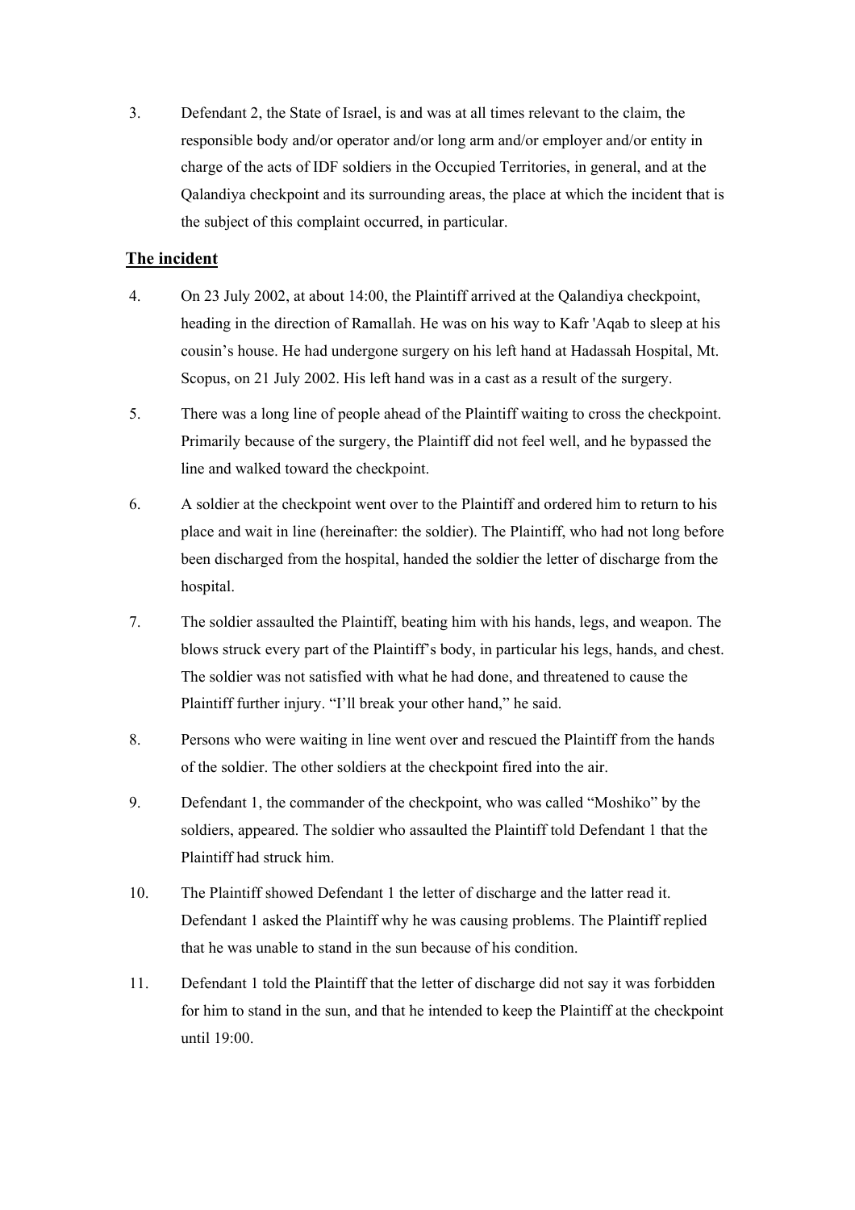3. Defendant 2, the State of Israel, is and was at all times relevant to the claim, the responsible body and/or operator and/or long arm and/or employer and/or entity in charge of the acts of IDF soldiers in the Occupied Territories, in general, and at the Qalandiya checkpoint and its surrounding areas, the place at which the incident that is the subject of this complaint occurred, in particular.

## The incident

4. On 23 July 2002, at about 14:00, the Plaintiff arrived at the Qalandiya checkpoint, heading in the direction of Ramallah. He was on his way to Kafr 'Aqab to sleep at his cousin's house. He had undergone surgery on his left hand at Hadassah Hospital, Mt. Scopus, on 21 July 2002. His left hand was in a cast as a result of the surgery.

5. There was a long line of people ahead of the Plaintiff waiting to cross the checkpoint. Primarily because of the surgery, the Plaintiff did not feel well, and he bypassed the line and walked toward the checkpoint.

6. A soldier at the checkpoint went over to the Plaintiff and ordered him to return to his place and wait in line (hereinafter: the soldier). The Plaintiff, who had not long before been discharged from the hospital, handed the soldier the letter of discharge from the hospital.

7. The soldier assaulted the Plaintiff, beating him with his hands, legs, and weapon. The blows struck every part of the Plaintiff's body, in particular his legs, hands, and chest. The soldier was not satisfied with what he had done, and threatened to cause the Plaintiff further injury. "I'll break your other hand," he said.

8. Persons who were waiting in line went over and rescued the Plaintiff from the hands of the soldier. The other soldiers at the checkpoint fired into the air.

9. Defendant 1, the commander of the checkpoint, who was called "Moshiko" by the soldiers, appeared. The soldier who assaulted the Plaintiff told Defendant 1 that the Plaintiff had struck him.

10. The Plaintiff showed Defendant 1 the letter of discharge and the latter read it. Defendant 1 asked the Plaintiff why he was causing problems. The Plaintiff replied that he was unable to stand in the sun because of his condition.

11. Defendant 1 told the Plaintiff that the letter of discharge did not say it was forbidden for him to stand in the sun, and that he intended to keep the Plaintiff at the checkpoint until 19:00.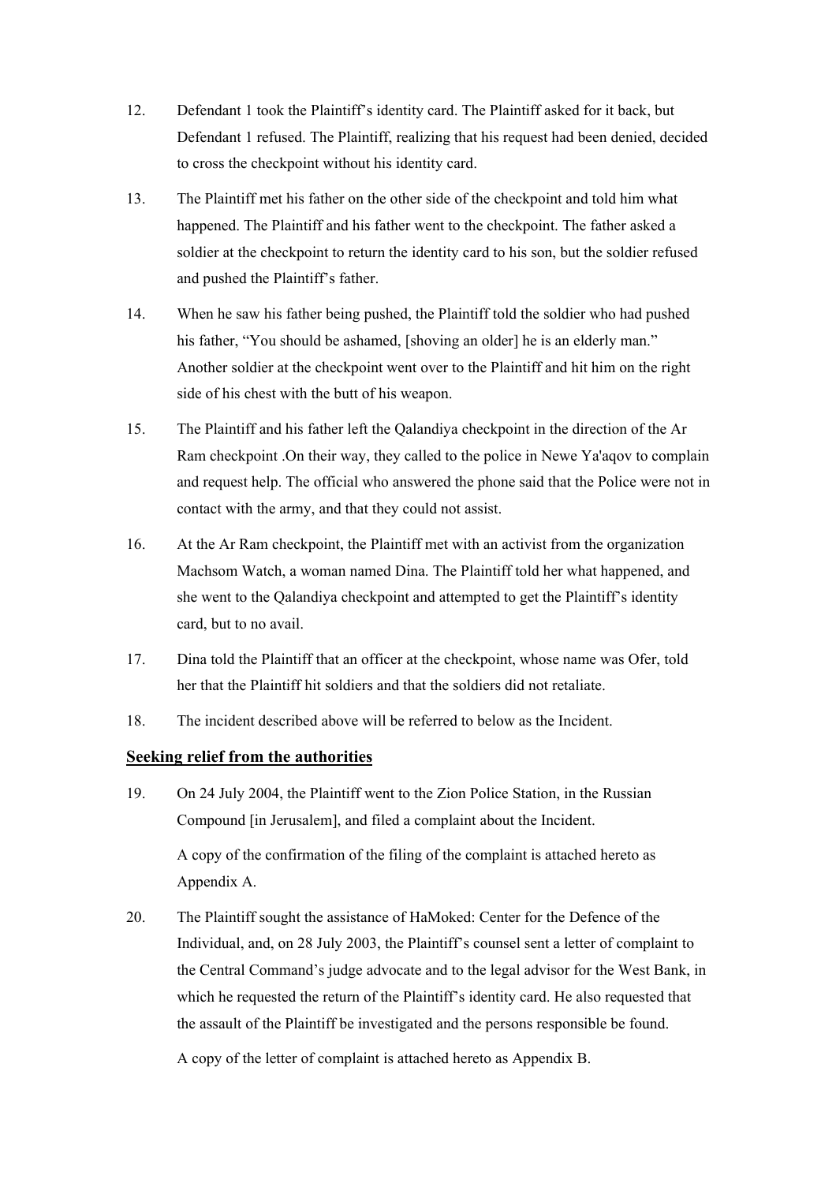12. Defendant 1 took the Plaintiff's identity card. The Plaintiff asked for it back, but Defendant 1 refused. The Plaintiff, realizing that his request had been denied, decided to cross the checkpoint without his identity card.

13. The Plaintiff met his father on the other side of the checkpoint and told him what happened. The Plaintiff and his father went to the checkpoint. The father asked a soldier at the checkpoint to return the identity card to his son, but the soldier refused and pushed the Plaintiff's father.

14. When he saw his father being pushed, the Plaintiff told the soldier who had pushed his father, "You should be ashamed, [shoving an older] he is an elderly man." Another soldier at the checkpoint went over to the Plaintiff and hit him on the right side of his chest with the butt of his weapon.

15. The Plaintiff and his father left the Qalandiya checkpoint in the direction of the Ar Ram checkpoint .On their way, they called to the police in Newe Ya'aqov to complain and request help. The official who answered the phone said that the Police were not in contact with the army, and that they could not assist.

16. At the Ar Ram checkpoint, the Plaintiff met with an activist from the organization Machsom Watch, a woman named Dina. The Plaintiff told her what happened, and she went to the Qalandiya checkpoint and attempted to get the Plaintiff's identity card, but to no avail.

17. Dina told the Plaintiff that an officer at the checkpoint, whose name was Ofer, told her that the Plaintiff hit soldiers and that the soldiers did not retaliate.

18. The incident described above will be referred to below as the Incident.

## Seeking relief from the authorities

19. On 24 July 2004, the Plaintiff went to the Zion Police Station, in the Russian Compound [in Jerusalem], and filed a complaint about the Incident.

    A copy of the confirmation of the filing of the complaint is attached hereto as Appendix A.

20. The Plaintiff sought the assistance of HaMoked: Center for the Defence of the Individual, and, on 28 July 2003, the Plaintiff's counsel sent a letter of complaint to the Central Command's judge advocate and to the legal advisor for the West Bank, in which he requested the return of the Plaintiff's identity card. He also requested that the assault of the Plaintiff be investigated and the persons responsible be found.

    A copy of the letter of complaint is attached hereto as Appendix B.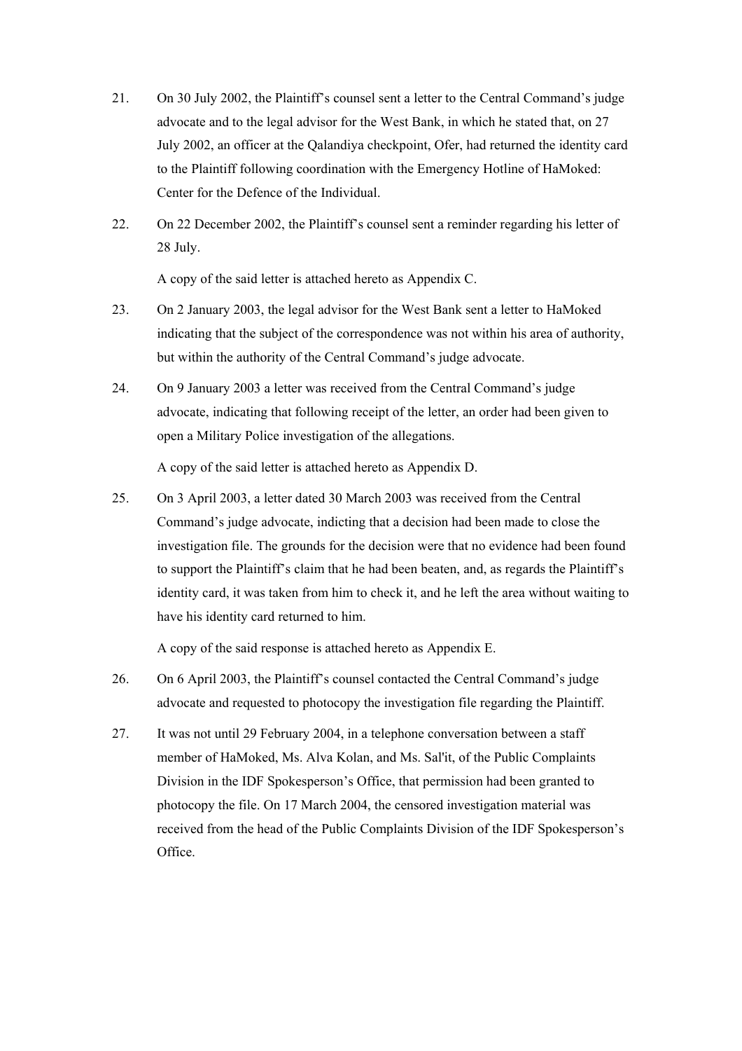21. On 30 July 2002, the Plaintiff's counsel sent a letter to the Central Command's judge advocate and to the legal advisor for the West Bank, in which he stated that, on 27 July 2002, an officer at the Qalandiya checkpoint, Ofer, had returned the identity card to the Plaintiff following coordination with the Emergency Hotline of HaMoked: Center for the Defence of the Individual.

22. On 22 December 2002, the Plaintiff's counsel sent a reminder regarding his letter of 28 July.

    A copy of the said letter is attached hereto as Appendix C.

23. On 2 January 2003, the legal advisor for the West Bank sent a letter to HaMoked indicating that the subject of the correspondence was not within his area of authority, but within the authority of the Central Command's judge advocate.

24. On 9 January 2003 a letter was received from the Central Command's judge advocate, indicating that following receipt of the letter, an order had been given to open a Military Police investigation of the allegations.

    A copy of the said letter is attached hereto as Appendix D.

25. On 3 April 2003, a letter dated 30 March 2003 was received from the Central Command's judge advocate, indicting that a decision had been made to close the investigation file. The grounds for the decision were that no evidence had been found to support the Plaintiff's claim that he had been beaten, and, as regards the Plaintiff's identity card, it was taken from him to check it, and he left the area without waiting to have his identity card returned to him.

    A copy of the said response is attached hereto as Appendix E.

26. On 6 April 2003, the Plaintiff's counsel contacted the Central Command's judge advocate and requested to photocopy the investigation file regarding the Plaintiff.

27. It was not until 29 February 2004, in a telephone conversation between a staff member of HaMoked, Ms. Alva Kolan, and Ms. Sal'it, of the Public Complaints Division in the IDF Spokesperson's Office, that permission had been granted to photocopy the file. On 17 March 2004, the censored investigation material was received from the head of the Public Complaints Division of the IDF Spokesperson's Office.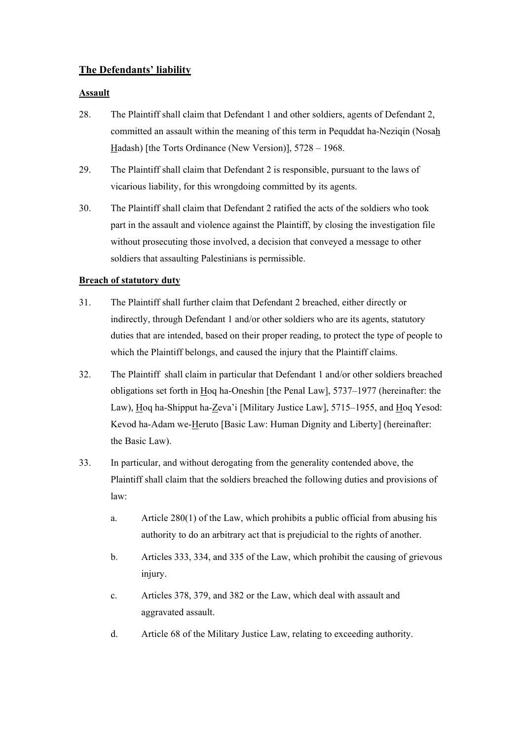## The Defendants' liability

### Assault

28. The Plaintiff shall claim that Defendant 1 and other soldiers, agents of Defendant 2, committed an assault within the meaning of this term in Pequddat ha-Neziqin (Nosah Hadash) [the Torts Ordinance (New Version)], 5728 – 1968.

29. The Plaintiff shall claim that Defendant 2 is responsible, pursuant to the laws of vicarious liability, for this wrongdoing committed by its agents.

30. The Plaintiff shall claim that Defendant 2 ratified the acts of the soldiers who took part in the assault and violence against the Plaintiff, by closing the investigation file without prosecuting those involved, a decision that conveyed a message to other soldiers that assaulting Palestinians is permissible.

### Breach of statutory duty

31. The Plaintiff shall further claim that Defendant 2 breached, either directly or indirectly, through Defendant 1 and/or other soldiers who are its agents, statutory duties that are intended, based on their proper reading, to protect the type of people to which the Plaintiff belongs, and caused the injury that the Plaintiff claims.

32. The Plaintiff shall claim in particular that Defendant 1 and/or other soldiers breached obligations set forth in Hoq ha-Oneshin [the Penal Law], 5737–1977 (hereinafter: the Law), Hoq ha-Shipput ha-Zeva'i [Military Justice Law], 5715–1955, and Hoq Yesod: Kevod ha-Adam we-Heruto [Basic Law: Human Dignity and Liberty] (hereinafter: the Basic Law).

33. In particular, and without derogating from the generality contended above, the Plaintiff shall claim that the soldiers breached the following duties and provisions of law:

    a. Article 280(1) of the Law, which prohibits a public official from abusing his authority to do an arbitrary act that is prejudicial to the rights of another.

    b. Articles 333, 334, and 335 of the Law, which prohibit the causing of grievous injury.

    c. Articles 378, 379, and 382 or the Law, which deal with assault and aggravated assault.

    d. Article 68 of the Military Justice Law, relating to exceeding authority.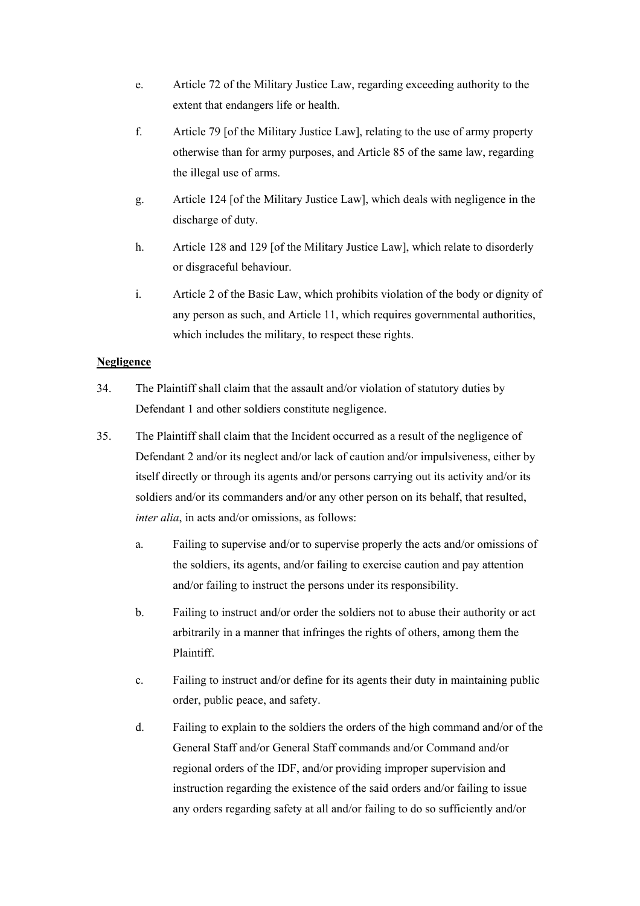e. Article 72 of the Military Justice Law, regarding exceeding authority to the extent that endangers life or health.

f. Article 79 [of the Military Justice Law], relating to the use of army property otherwise than for army purposes, and Article 85 of the same law, regarding the illegal use of arms.

g. Article 124 [of the Military Justice Law], which deals with negligence in the discharge of duty.

h. Article 128 and 129 [of the Military Justice Law], which relate to disorderly or disgraceful behaviour.

i. Article 2 of the Basic Law, which prohibits violation of the body or dignity of any person as such, and Article 11, which requires governmental authorities, which includes the military, to respect these rights.

**Negligence**

34. The Plaintiff shall claim that the assault and/or violation of statutory duties by Defendant 1 and other soldiers constitute negligence.

35. The Plaintiff shall claim that the Incident occurred as a result of the negligence of Defendant 2 and/or its neglect and/or lack of caution and/or impulsiveness, either by itself directly or through its agents and/or persons carrying out its activity and/or its soldiers and/or its commanders and/or any other person on its behalf, that resulted, *inter alia*, in acts and/or omissions, as follows:

   a. Failing to supervise and/or to supervise properly the acts and/or omissions of the soldiers, its agents, and/or failing to exercise caution and pay attention and/or failing to instruct the persons under its responsibility.

   b. Failing to instruct and/or order the soldiers not to abuse their authority or act arbitrarily in a manner that infringes the rights of others, among them the Plaintiff.

   c. Failing to instruct and/or define for its agents their duty in maintaining public order, public peace, and safety.

   d. Failing to explain to the soldiers the orders of the high command and/or of the General Staff and/or General Staff commands and/or Command and/or regional orders of the IDF, and/or providing improper supervision and instruction regarding the existence of the said orders and/or failing to issue any orders regarding safety at all and/or failing to do so sufficiently and/or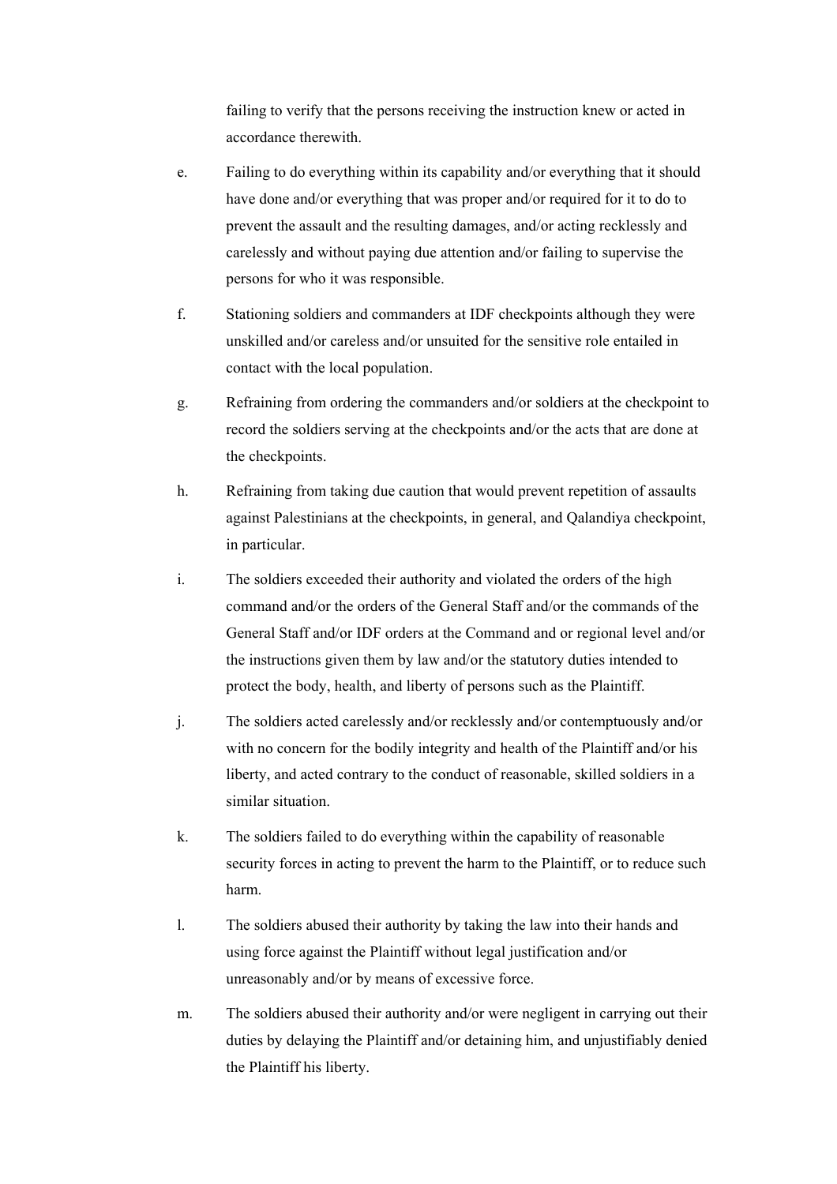failing to verify that the persons receiving the instruction knew or acted in accordance therewith.

e. Failing to do everything within its capability and/or everything that it should have done and/or everything that was proper and/or required for it to do to prevent the assault and the resulting damages, and/or acting recklessly and carelessly and without paying due attention and/or failing to supervise the persons for who it was responsible.

f. Stationing soldiers and commanders at IDF checkpoints although they were unskilled and/or careless and/or unsuited for the sensitive role entailed in contact with the local population.

g. Refraining from ordering the commanders and/or soldiers at the checkpoint to record the soldiers serving at the checkpoints and/or the acts that are done at the checkpoints.

h. Refraining from taking due caution that would prevent repetition of assaults against Palestinians at the checkpoints, in general, and Qalandiya checkpoint, in particular.

i. The soldiers exceeded their authority and violated the orders of the high command and/or the orders of the General Staff and/or the commands of the General Staff and/or IDF orders at the Command and or regional level and/or the instructions given them by law and/or the statutory duties intended to protect the body, health, and liberty of persons such as the Plaintiff.

j. The soldiers acted carelessly and/or recklessly and/or contemptuously and/or with no concern for the bodily integrity and health of the Plaintiff and/or his liberty, and acted contrary to the conduct of reasonable, skilled soldiers in a similar situation.

k. The soldiers failed to do everything within the capability of reasonable security forces in acting to prevent the harm to the Plaintiff, or to reduce such harm.

l. The soldiers abused their authority by taking the law into their hands and using force against the Plaintiff without legal justification and/or unreasonably and/or by means of excessive force.

m. The soldiers abused their authority and/or were negligent in carrying out their duties by delaying the Plaintiff and/or detaining him, and unjustifiably denied the Plaintiff his liberty.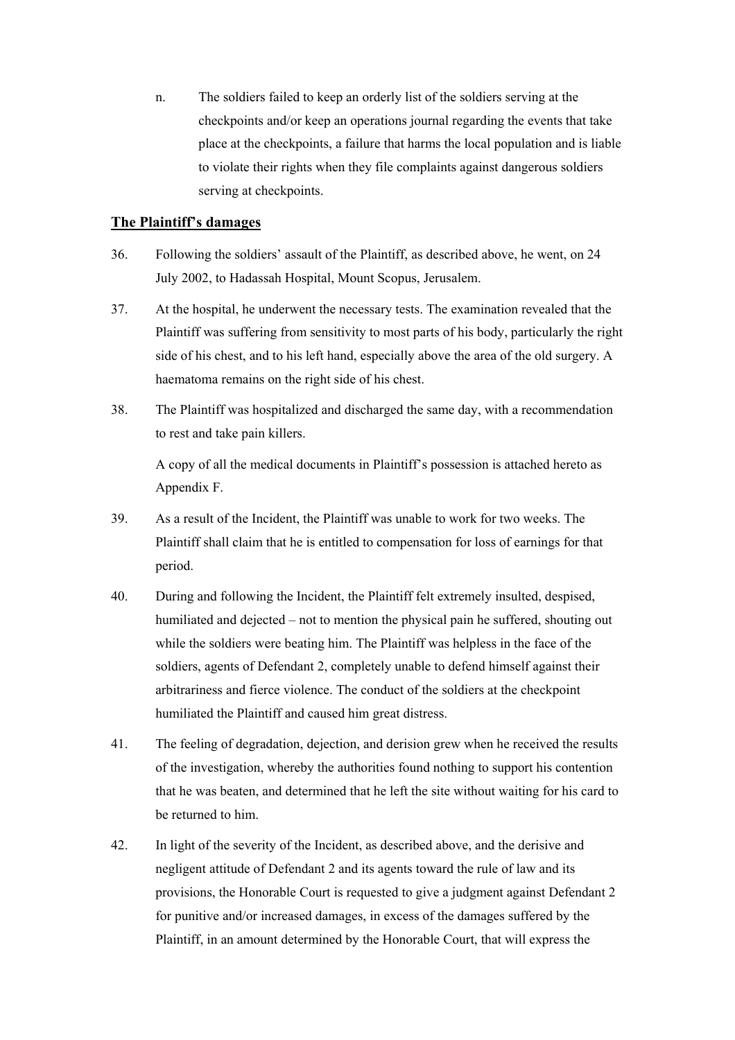n. The soldiers failed to keep an orderly list of the soldiers serving at the checkpoints and/or keep an operations journal regarding the events that take place at the checkpoints, a failure that harms the local population and is liable to violate their rights when they file complaints against dangerous soldiers serving at checkpoints.

## The Plaintiff's damages

36. Following the soldiers' assault of the Plaintiff, as described above, he went, on 24 July 2002, to Hadassah Hospital, Mount Scopus, Jerusalem.

37. At the hospital, he underwent the necessary tests. The examination revealed that the Plaintiff was suffering from sensitivity to most parts of his body, particularly the right side of his chest, and to his left hand, especially above the area of the old surgery. A haematoma remains on the right side of his chest.

38. The Plaintiff was hospitalized and discharged the same day, with a recommendation to rest and take pain killers.

    A copy of all the medical documents in Plaintiff's possession is attached hereto as Appendix F.

39. As a result of the Incident, the Plaintiff was unable to work for two weeks. The Plaintiff shall claim that he is entitled to compensation for loss of earnings for that period.

40. During and following the Incident, the Plaintiff felt extremely insulted, despised, humiliated and dejected – not to mention the physical pain he suffered, shouting out while the soldiers were beating him. The Plaintiff was helpless in the face of the soldiers, agents of Defendant 2, completely unable to defend himself against their arbitrariness and fierce violence. The conduct of the soldiers at the checkpoint humiliated the Plaintiff and caused him great distress.

41. The feeling of degradation, dejection, and derision grew when he received the results of the investigation, whereby the authorities found nothing to support his contention that he was beaten, and determined that he left the site without waiting for his card to be returned to him.

42. In light of the severity of the Incident, as described above, and the derisive and negligent attitude of Defendant 2 and its agents toward the rule of law and its provisions, the Honorable Court is requested to give a judgment against Defendant 2 for punitive and/or increased damages, in excess of the damages suffered by the Plaintiff, in an amount determined by the Honorable Court, that will express the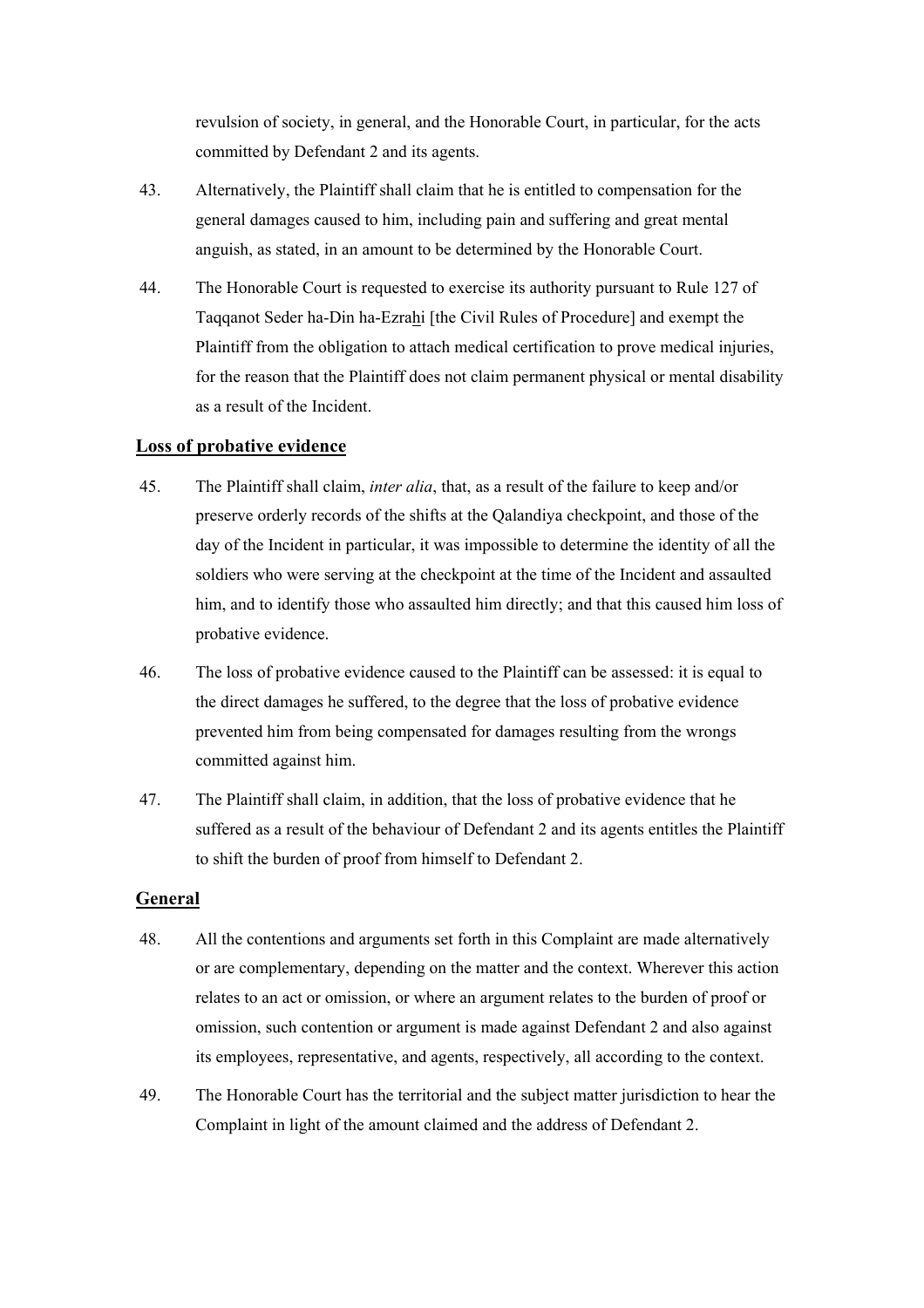revulsion of society, in general, and the Honorable Court, in particular, for the acts committed by Defendant 2 and its agents.

43. Alternatively, the Plaintiff shall claim that he is entitled to compensation for the general damages caused to him, including pain and suffering and great mental anguish, as stated, in an amount to be determined by the Honorable Court.

44. The Honorable Court is requested to exercise its authority pursuant to Rule 127 of Taqqanot Seder ha-Din ha-Ezrahi [the Civil Rules of Procedure] and exempt the Plaintiff from the obligation to attach medical certification to prove medical injuries, for the reason that the Plaintiff does not claim permanent physical or mental disability as a result of the Incident.

## Loss of probative evidence

45. The Plaintiff shall claim, *inter alia*, that, as a result of the failure to keep and/or preserve orderly records of the shifts at the Qalandiya checkpoint, and those of the day of the Incident in particular, it was impossible to determine the identity of all the soldiers who were serving at the checkpoint at the time of the Incident and assaulted him, and to identify those who assaulted him directly; and that this caused him loss of probative evidence.

46. The loss of probative evidence caused to the Plaintiff can be assessed: it is equal to the direct damages he suffered, to the degree that the loss of probative evidence prevented him from being compensated for damages resulting from the wrongs committed against him.

47. The Plaintiff shall claim, in addition, that the loss of probative evidence that he suffered as a result of the behaviour of Defendant 2 and its agents entitles the Plaintiff to shift the burden of proof from himself to Defendant 2.

## General

48. All the contentions and arguments set forth in this Complaint are made alternatively or are complementary, depending on the matter and the context. Wherever this action relates to an act or omission, or where an argument relates to the burden of proof or omission, such contention or argument is made against Defendant 2 and also against its employees, representative, and agents, respectively, all according to the context.

49. The Honorable Court has the territorial and the subject matter jurisdiction to hear the Complaint in light of the amount claimed and the address of Defendant 2.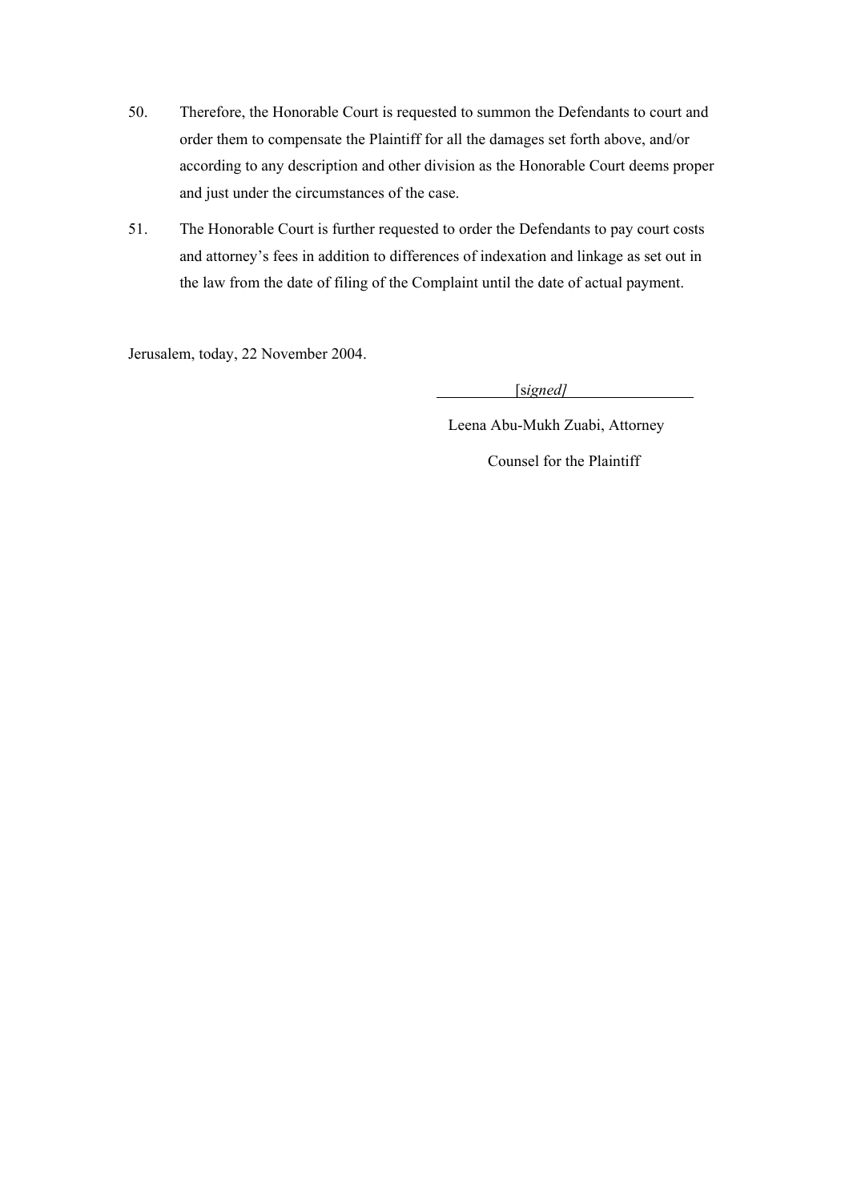50. Therefore, the Honorable Court is requested to summon the Defendants to court and order them to compensate the Plaintiff for all the damages set forth above, and/or according to any description and other division as the Honorable Court deems proper and just under the circumstances of the case.

51. The Honorable Court is further requested to order the Defendants to pay court costs and attorney's fees in addition to differences of indexation and linkage as set out in the law from the date of filing of the Complaint until the date of actual payment.

Jerusalem, today, 22 November 2004.

[s*igned]*

Leena Abu-Mukh Zuabi, Attorney

Counsel for the Plaintiff